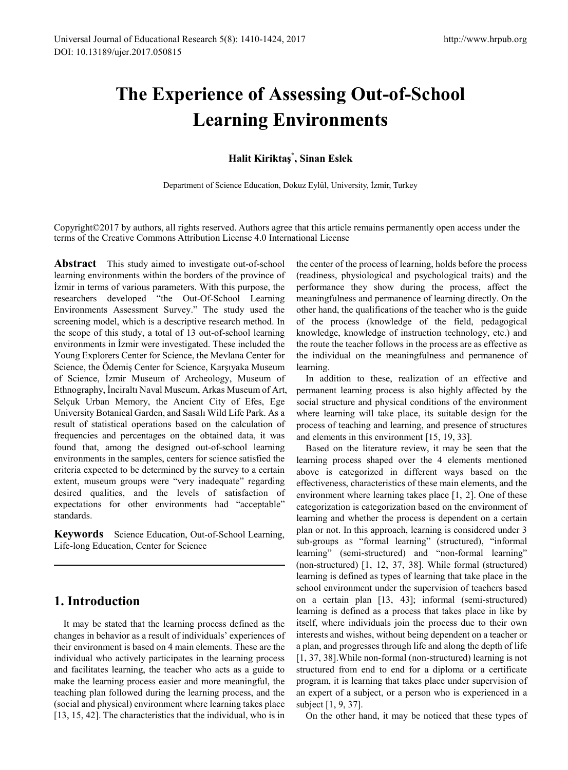# The Experience of Assessing Out-of-School Learning Environments

**Halit Kiriktaş[*], Sinan Eslek**

Department of Science Education, Dokuz Eylül, University, İzmir, Turkey

Copyright©2017 by authors, all rights reserved. Authors agree that this article remains permanently open access under the terms of the Creative Commons Attribution License 4.0 International License

**Abstract** This study aimed to investigate out-of-school learning environments within the borders of the province of İzmir in terms of various parameters. With this purpose, the researchers developed "the Out-Of-School Learning Environments Assessment Survey." The study used the screening model, which is a descriptive research method. In the scope of this study, a total of 13 out-of-school learning environments in İzmir were investigated. These included the Young Explorers Center for Science, the Mevlana Center for Science, the Ödemiş Center for Science, Karşıyaka Museum of Science, İzmir Museum of Archeology, Museum of Ethnography, İnciraltı Naval Museum, Arkas Museum of Art, Selçuk Urban Memory, the Ancient City of Efes, Ege University Botanical Garden, and Sasalı Wild Life Park. As a result of statistical operations based on the calculation of frequencies and percentages on the obtained data, it was found that, among the designed out-of-school learning environments in the samples, centers for science satisfied the criteria expected to be determined by the survey to a certain extent, museum groups were "very inadequate" regarding desired qualities, and the levels of satisfaction of expectations for other environments had "acceptable" standards.

**Keywords** Science Education, Out-of-School Learning, Life-long Education, Center for Science

## 1. Introduction

It may be stated that the learning process defined as the changes in behavior as a result of individuals' experiences of their environment is based on 4 main elements. These are the individual who actively participates in the learning process and facilitates learning, the teacher who acts as a guide to make the learning process easier and more meaningful, the teaching plan followed during the learning process, and the (social and physical) environment where learning takes place [13, 15, 42]. The characteristics that the individual, who is in the center of the process of learning, holds before the process (readiness, physiological and psychological traits) and the performance they show during the process, affect the meaningfulness and permanence of learning directly. On the other hand, the qualifications of the teacher who is the guide of the process (knowledge of the field, pedagogical knowledge, knowledge of instruction technology, etc.) and the route the teacher follows in the process are as effective as the individual on the meaningfulness and permanence of learning.

In addition to these, realization of an effective and permanent learning process is also highly affected by the social structure and physical conditions of the environment where learning will take place, its suitable design for the process of teaching and learning, and presence of structures and elements in this environment [15, 19, 33].

Based on the literature review, it may be seen that the learning process shaped over the 4 elements mentioned above is categorized in different ways based on the effectiveness, characteristics of these main elements, and the environment where learning takes place [1, 2]. One of these categorization is categorization based on the environment of learning and whether the process is dependent on a certain plan or not. In this approach, learning is considered under 3 sub-groups as "formal learning" (structured), "informal learning" (semi-structured) and "non-formal learning" (non-structured) [1, 12, 37, 38]. While formal (structured) learning is defined as types of learning that take place in the school environment under the supervision of teachers based on a certain plan [13, 43]; informal (semi-structured) learning is defined as a process that takes place in like by itself, where individuals join the process due to their own interests and wishes, without being dependent on a teacher or a plan, and progresses through life and along the depth of life [1, 37, 38].While non-formal (non-structured) learning is not structured from end to end for a diploma or a certificate program, it is learning that takes place under supervision of an expert of a subject, or a person who is experienced in a subject [1, 9, 37].

On the other hand, it may be noticed that these types of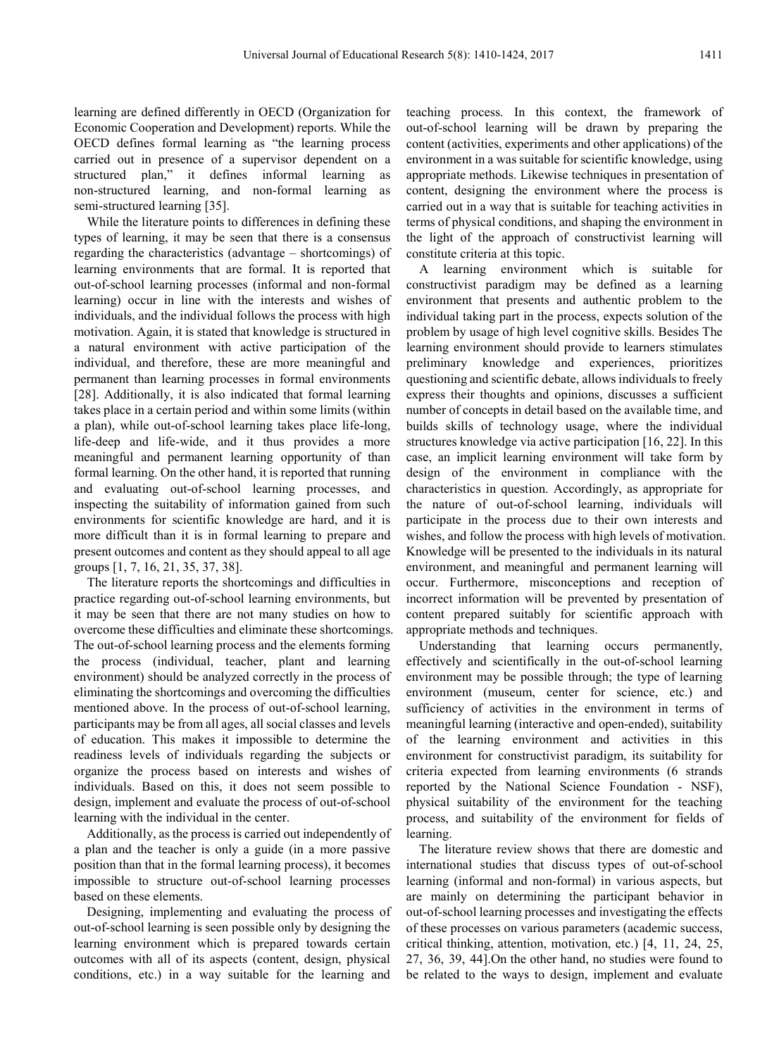learning are defined differently in OECD (Organization for Economic Cooperation and Development) reports. While the OECD defines formal learning as "the learning process carried out in presence of a supervisor dependent on a structured plan," it defines informal learning as non-structured learning, and non-formal learning as semi-structured learning [35].

While the literature points to differences in defining these types of learning, it may be seen that there is a consensus regarding the characteristics (advantage – shortcomings) of learning environments that are formal. It is reported that out-of-school learning processes (informal and non-formal learning) occur in line with the interests and wishes of individuals, and the individual follows the process with high motivation. Again, it is stated that knowledge is structured in a natural environment with active participation of the individual, and therefore, these are more meaningful and permanent than learning processes in formal environments [28]. Additionally, it is also indicated that formal learning takes place in a certain period and within some limits (within a plan), while out-of-school learning takes place life-long, life-deep and life-wide, and it thus provides a more meaningful and permanent learning opportunity of than formal learning. On the other hand, it is reported that running and evaluating out-of-school learning processes, and inspecting the suitability of information gained from such environments for scientific knowledge are hard, and it is more difficult than it is in formal learning to prepare and present outcomes and content as they should appeal to all age groups [1, 7, 16, 21, 35, 37, 38].

The literature reports the shortcomings and difficulties in practice regarding out-of-school learning environments, but it may be seen that there are not many studies on how to overcome these difficulties and eliminate these shortcomings. The out-of-school learning process and the elements forming the process (individual, teacher, plant and learning environment) should be analyzed correctly in the process of eliminating the shortcomings and overcoming the difficulties mentioned above. In the process of out-of-school learning, participants may be from all ages, all social classes and levels of education. This makes it impossible to determine the readiness levels of individuals regarding the subjects or organize the process based on interests and wishes of individuals. Based on this, it does not seem possible to design, implement and evaluate the process of out-of-school learning with the individual in the center.

Additionally, as the process is carried out independently of a plan and the teacher is only a guide (in a more passive position than that in the formal learning process), it becomes impossible to structure out-of-school learning processes based on these elements.

Designing, implementing and evaluating the process of out-of-school learning is seen possible only by designing the learning environment which is prepared towards certain outcomes with all of its aspects (content, design, physical conditions, etc.) in a way suitable for the learning and teaching process. In this context, the framework of out-of-school learning will be drawn by preparing the content (activities, experiments and other applications) of the environment in a was suitable for scientific knowledge, using appropriate methods. Likewise techniques in presentation of content, designing the environment where the process is carried out in a way that is suitable for teaching activities in terms of physical conditions, and shaping the environment in the light of the approach of constructivist learning will constitute criteria at this topic.

A learning environment which is suitable for constructivist paradigm may be defined as a learning environment that presents and authentic problem to the individual taking part in the process, expects solution of the problem by usage of high level cognitive skills. Besides The learning environment should provide to learners stimulates preliminary knowledge and experiences, prioritizes questioning and scientific debate, allows individuals to freely express their thoughts and opinions, discusses a sufficient number of concepts in detail based on the available time, and builds skills of technology usage, where the individual structures knowledge via active participation [16, 22]. In this case, an implicit learning environment will take form by design of the environment in compliance with the characteristics in question. Accordingly, as appropriate for the nature of out-of-school learning, individuals will participate in the process due to their own interests and wishes, and follow the process with high levels of motivation. Knowledge will be presented to the individuals in its natural environment, and meaningful and permanent learning will occur. Furthermore, misconceptions and reception of incorrect information will be prevented by presentation of content prepared suitably for scientific approach with appropriate methods and techniques.

Understanding that learning occurs permanently, effectively and scientifically in the out-of-school learning environment may be possible through; the type of learning environment (museum, center for science, etc.) and sufficiency of activities in the environment in terms of meaningful learning (interactive and open-ended), suitability of the learning environment and activities in this environment for constructivist paradigm, its suitability for criteria expected from learning environments (6 strands reported by the National Science Foundation - NSF), physical suitability of the environment for the teaching process, and suitability of the environment for fields of learning.

The literature review shows that there are domestic and international studies that discuss types of out-of-school learning (informal and non-formal) in various aspects, but are mainly on determining the participant behavior in out-of-school learning processes and investigating the effects of these processes on various parameters (academic success, critical thinking, attention, motivation, etc.) [4, 11, 24, 25, 27, 36, 39, 44].On the other hand, no studies were found to be related to the ways to design, implement and evaluate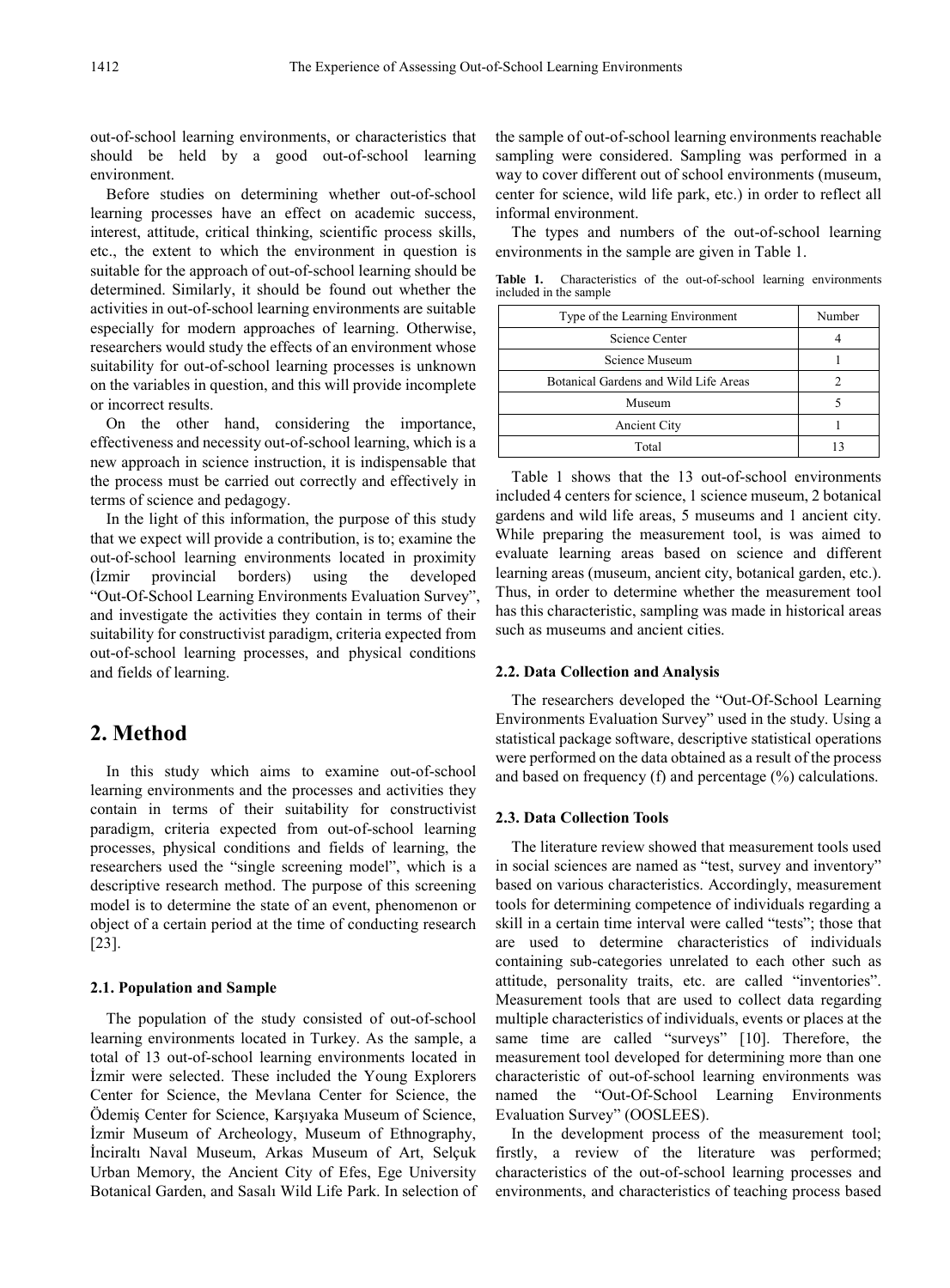out-of-school learning environments, or characteristics that should be held by a good out-of-school learning environment.

Before studies on determining whether out-of-school learning processes have an effect on academic success, interest, attitude, critical thinking, scientific process skills, etc., the extent to which the environment in question is suitable for the approach of out-of-school learning should be determined. Similarly, it should be found out whether the activities in out-of-school learning environments are suitable especially for modern approaches of learning. Otherwise, researchers would study the effects of an environment whose suitability for out-of-school learning processes is unknown on the variables in question, and this will provide incomplete or incorrect results.

On the other hand, considering the importance, effectiveness and necessity out-of-school learning, which is a new approach in science instruction, it is indispensable that the process must be carried out correctly and effectively in terms of science and pedagogy.

In the light of this information, the purpose of this study that we expect will provide a contribution, is to; examine the out-of-school learning environments located in proximity (İzmir provincial borders) using the developed "Out-Of-School Learning Environments Evaluation Survey", and investigate the activities they contain in terms of their suitability for constructivist paradigm, criteria expected from out-of-school learning processes, and physical conditions and fields of learning.

# 2. Method

In this study which aims to examine out-of-school learning environments and the processes and activities they contain in terms of their suitability for constructivist paradigm, criteria expected from out-of-school learning processes, physical conditions and fields of learning, the researchers used the "single screening model", which is a descriptive research method. The purpose of this screening model is to determine the state of an event, phenomenon or object of a certain period at the time of conducting research [23].

### 2.1. Population and Sample

The population of the study consisted of out-of-school learning environments located in Turkey. As the sample, a total of 13 out-of-school learning environments located in İzmir were selected. These included the Young Explorers Center for Science, the Mevlana Center for Science, the Ödemiş Center for Science, Karşıyaka Museum of Science, İzmir Museum of Archeology, Museum of Ethnography, İnciraltı Naval Museum, Arkas Museum of Art, Selçuk Urban Memory, the Ancient City of Efes, Ege University Botanical Garden, and Sasalı Wild Life Park. In selection of the sample of out-of-school learning environments reachable sampling were considered. Sampling was performed in a way to cover different out of school environments (museum, center for science, wild life park, etc.) in order to reflect all informal environment.

The types and numbers of the out-of-school learning environments in the sample are given in Table 1.

**Table 1.** Characteristics of the out-of-school learning environments included in the sample

| Type of the Learning Environment | Number |
|---|---|
| Science Center | 4 |
| Science Museum | 1 |
| Botanical Gardens and Wild Life Areas | 2 |
| Museum | 5 |
| Ancient City | 1 |
| Total | 13 |

Table 1 shows that the 13 out-of-school environments included 4 centers for science, 1 science museum, 2 botanical gardens and wild life areas, 5 museums and 1 ancient city. While preparing the measurement tool, is was aimed to evaluate learning areas based on science and different learning areas (museum, ancient city, botanical garden, etc.). Thus, in order to determine whether the measurement tool has this characteristic, sampling was made in historical areas such as museums and ancient cities.

### 2.2. Data Collection and Analysis

The researchers developed the "Out-Of-School Learning Environments Evaluation Survey" used in the study. Using a statistical package software, descriptive statistical operations were performed on the data obtained as a result of the process and based on frequency (f) and percentage (%) calculations.

### 2.3. Data Collection Tools

The literature review showed that measurement tools used in social sciences are named as "test, survey and inventory" based on various characteristics. Accordingly, measurement tools for determining competence of individuals regarding a skill in a certain time interval were called "tests"; those that are used to determine characteristics of individuals containing sub-categories unrelated to each other such as attitude, personality traits, etc. are called "inventories". Measurement tools that are used to collect data regarding multiple characteristics of individuals, events or places at the same time are called "surveys" [10]. Therefore, the measurement tool developed for determining more than one characteristic of out-of-school learning environments was named the "Out-Of-School Learning Environments Evaluation Survey" (OOSLEES).

In the development process of the measurement tool; firstly, a review of the literature was performed; characteristics of the out-of-school learning processes and environments, and characteristics of teaching process based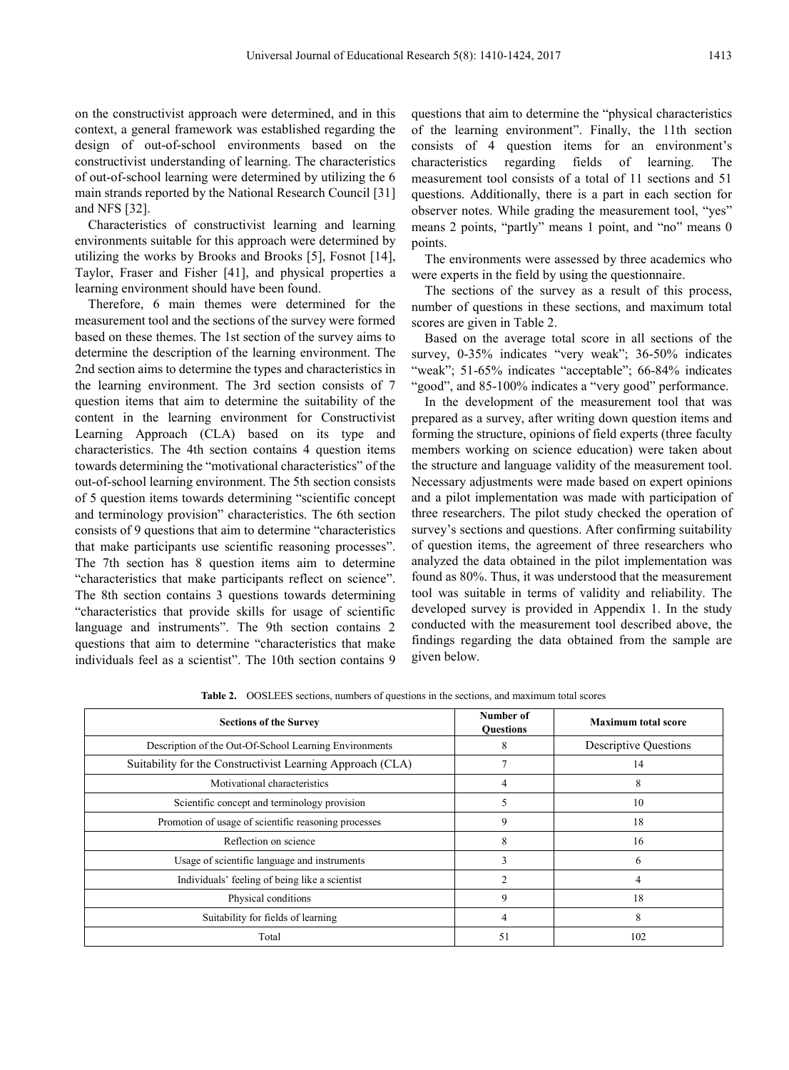on the constructivist approach were determined, and in this context, a general framework was established regarding the design of out-of-school environments based on the constructivist understanding of learning. The characteristics of out-of-school learning were determined by utilizing the 6 main strands reported by the National Research Council [31] and NFS [32].

Characteristics of constructivist learning and learning environments suitable for this approach were determined by utilizing the works by Brooks and Brooks [5], Fosnot [14], Taylor, Fraser and Fisher [41], and physical properties a learning environment should have been found.

Therefore, 6 main themes were determined for the measurement tool and the sections of the survey were formed based on these themes. The 1st section of the survey aims to determine the description of the learning environment. The 2nd section aims to determine the types and characteristics in the learning environment. The 3rd section consists of 7 question items that aim to determine the suitability of the content in the learning environment for Constructivist Learning Approach (CLA) based on its type and characteristics. The 4th section contains 4 question items towards determining the "motivational characteristics" of the out-of-school learning environment. The 5th section consists of 5 question items towards determining "scientific concept and terminology provision" characteristics. The 6th section consists of 9 questions that aim to determine "characteristics that make participants use scientific reasoning processes". The 7th section has 8 question items aim to determine "characteristics that make participants reflect on science". The 8th section contains 3 questions towards determining "characteristics that provide skills for usage of scientific language and instruments". The 9th section contains 2 questions that aim to determine "characteristics that make individuals feel as a scientist". The 10th section contains 9 questions that aim to determine the "physical characteristics of the learning environment". Finally, the 11th section consists of 4 question items for an environment's characteristics regarding fields of learning. The measurement tool consists of a total of 11 sections and 51 questions. Additionally, there is a part in each section for observer notes. While grading the measurement tool, "yes" means 2 points, "partly" means 1 point, and "no" means 0 points.

The environments were assessed by three academics who were experts in the field by using the questionnaire.

The sections of the survey as a result of this process, number of questions in these sections, and maximum total scores are given in Table 2.

Based on the average total score in all sections of the survey, 0-35% indicates "very weak"; 36-50% indicates "weak"; 51-65% indicates "acceptable"; 66-84% indicates "good", and 85-100% indicates a "very good" performance.

In the development of the measurement tool that was prepared as a survey, after writing down question items and forming the structure, opinions of field experts (three faculty members working on science education) were taken about the structure and language validity of the measurement tool. Necessary adjustments were made based on expert opinions and a pilot implementation was made with participation of three researchers. The pilot study checked the operation of survey's sections and questions. After confirming suitability of question items, the agreement of three researchers who analyzed the data obtained in the pilot implementation was found as 80%. Thus, it was understood that the measurement tool was suitable in terms of validity and reliability. The developed survey is provided in Appendix 1. In the study conducted with the measurement tool described above, the findings regarding the data obtained from the sample are given below.

**Table 2.** OOSLEES sections, numbers of questions in the sections, and maximum total scores

| Sections of the Survey | Number of Questions | Maximum total score |
|---|---|---|
| Description of the Out-Of-School Learning Environments | 8 | Descriptive Questions |
| Suitability for the Constructivist Learning Approach (CLA) | 7 | 14 |
| Motivational characteristics | 4 | 8 |
| Scientific concept and terminology provision | 5 | 10 |
| Promotion of usage of scientific reasoning processes | 9 | 18 |
| Reflection on science | 8 | 16 |
| Usage of scientific language and instruments | 3 | 6 |
| Individuals' feeling of being like a scientist | 2 | 4 |
| Physical conditions | 9 | 18 |
| Suitability for fields of learning | 4 | 8 |
| Total | 51 | 102 |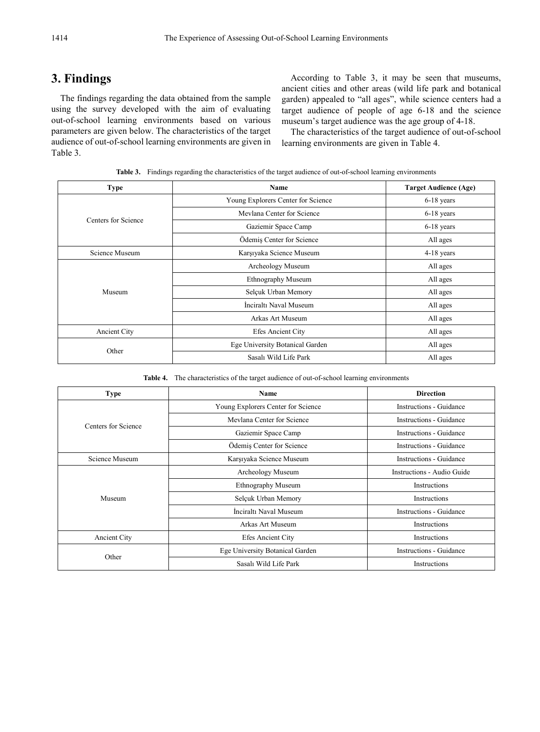## 3. Findings

The findings regarding the data obtained from the sample using the survey developed with the aim of evaluating out-of-school learning environments based on various parameters are given below. The characteristics of the target audience of out-of-school learning environments are given in Table 3.

According to Table 3, it may be seen that museums, ancient cities and other areas (wild life park and botanical garden) appealed to "all ages", while science centers had a target audience of people of age 6-18 and the science museum's target audience was the age group of 4-18.

The characteristics of the target audience of out-of-school learning environments are given in Table 4.

**Table 3.** Findings regarding the characteristics of the target audience of out-of-school learning environments

| Type | Name | Target Audience (Age) |
|---|---|---|
| Centers for Science | Young Explorers Center for Science | 6-18 years |
| | Mevlana Center for Science | 6-18 years |
| | Gaziemir Space Camp | 6-18 years |
| | Ödemiş Center for Science | All ages |
| Science Museum | Karşıyaka Science Museum | 4-18 years |
| Museum | Archeology Museum | All ages |
| | Ethnography Museum | All ages |
| | Selçuk Urban Memory | All ages |
| | İnciraltı Naval Museum | All ages |
| | Arkas Art Museum | All ages |
| Ancient City | Efes Ancient City | All ages |
| Other | Ege University Botanical Garden | All ages |
| | Sasalı Wild Life Park | All ages |

**Table 4.** The characteristics of the target audience of out-of-school learning environments

| Type | Name | Direction |
|---|---|---|
| Centers for Science | Young Explorers Center for Science | Instructions - Guidance |
| | Mevlana Center for Science | Instructions - Guidance |
| | Gaziemir Space Camp | Instructions - Guidance |
| | Ödemiş Center for Science | Instructions - Guidance |
| Science Museum | Karşıyaka Science Museum | Instructions - Guidance |
| Museum | Archeology Museum | Instructions - Audio Guide |
| | Ethnography Museum | Instructions |
| | Selçuk Urban Memory | Instructions |
| | İnciraltı Naval Museum | Instructions - Guidance |
| | Arkas Art Museum | Instructions |
| Ancient City | Efes Ancient City | Instructions |
| Other | Ege University Botanical Garden | Instructions - Guidance |
| | Sasalı Wild Life Park | Instructions |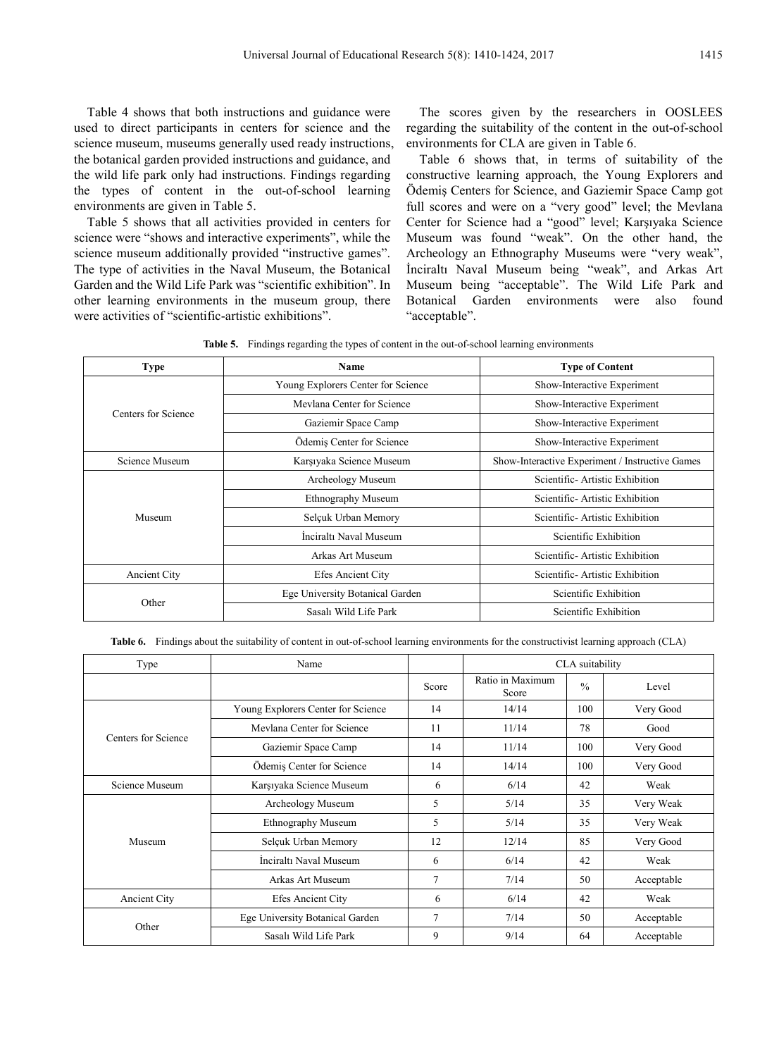Table 4 shows that both instructions and guidance were used to direct participants in centers for science and the science museum, museums generally used ready instructions, the botanical garden provided instructions and guidance, and the wild life park only had instructions. Findings regarding the types of content in the out-of-school learning environments are given in Table 5.

Table 5 shows that all activities provided in centers for science were "shows and interactive experiments", while the science museum additionally provided "instructive games". The type of activities in the Naval Museum, the Botanical Garden and the Wild Life Park was "scientific exhibition". In other learning environments in the museum group, there were activities of "scientific-artistic exhibitions".

The scores given by the researchers in OOSLEES regarding the suitability of the content in the out-of-school environments for CLA are given in Table 6.

Table 6 shows that, in terms of suitability of the constructive learning approach, the Young Explorers and Ödemiş Centers for Science, and Gaziemir Space Camp got full scores and were on a "very good" level; the Mevlana Center for Science had a "good" level; Karşıyaka Science Museum was found "weak". On the other hand, the Archeology an Ethnography Museums were "very weak", İnciraltı Naval Museum being "weak", and Arkas Art Museum being "acceptable". The Wild Life Park and Botanical Garden environments were also found "acceptable".

**Table 5.** Findings regarding the types of content in the out-of-school learning environments

| Type | Name | Type of Content |
|---|---|---|
| Centers for Science | Young Explorers Center for Science | Show-Interactive Experiment |
| | Mevlana Center for Science | Show-Interactive Experiment |
| | Gaziemir Space Camp | Show-Interactive Experiment |
| | Ödemiş Center for Science | Show-Interactive Experiment |
| Science Museum | Karşıyaka Science Museum | Show-Interactive Experiment / Instructive Games |
| Museum | Archeology Museum | Scientific- Artistic Exhibition |
| | Ethnography Museum | Scientific- Artistic Exhibition |
| | Selçuk Urban Memory | Scientific- Artistic Exhibition |
| | İnciraltı Naval Museum | Scientific Exhibition |
| | Arkas Art Museum | Scientific- Artistic Exhibition |
| Ancient City | Efes Ancient City | Scientific- Artistic Exhibition |
| Other | Ege University Botanical Garden | Scientific Exhibition |
| | Sasalı Wild Life Park | Scientific Exhibition |

**Table 6.** Findings about the suitability of content in out-of-school learning environments for the constructivist learning approach (CLA)

| Type | Name | | CLA suitability | | |
|---|---|---|---|---|---|
| | | Score | Ratio in Maximum Score | % | Level |
| Centers for Science | Young Explorers Center for Science | 14 | 14/14 | 100 | Very Good |
| | Mevlana Center for Science | 11 | 11/14 | 78 | Good |
| | Gaziemir Space Camp | 14 | 11/14 | 100 | Very Good |
| | Ödemiş Center for Science | 14 | 14/14 | 100 | Very Good |
| Science Museum | Karşıyaka Science Museum | 6 | 6/14 | 42 | Weak |
| Museum | Archeology Museum | 5 | 5/14 | 35 | Very Weak |
| | Ethnography Museum | 5 | 5/14 | 35 | Very Weak |
| | Selçuk Urban Memory | 12 | 12/14 | 85 | Very Good |
| | İnciraltı Naval Museum | 6 | 6/14 | 42 | Weak |
| | Arkas Art Museum | 7 | 7/14 | 50 | Acceptable |
| Ancient City | Efes Ancient City | 6 | 6/14 | 42 | Weak |
| Other | Ege University Botanical Garden | 7 | 7/14 | 50 | Acceptable |
| | Sasalı Wild Life Park | 9 | 9/14 | 64 | Acceptable |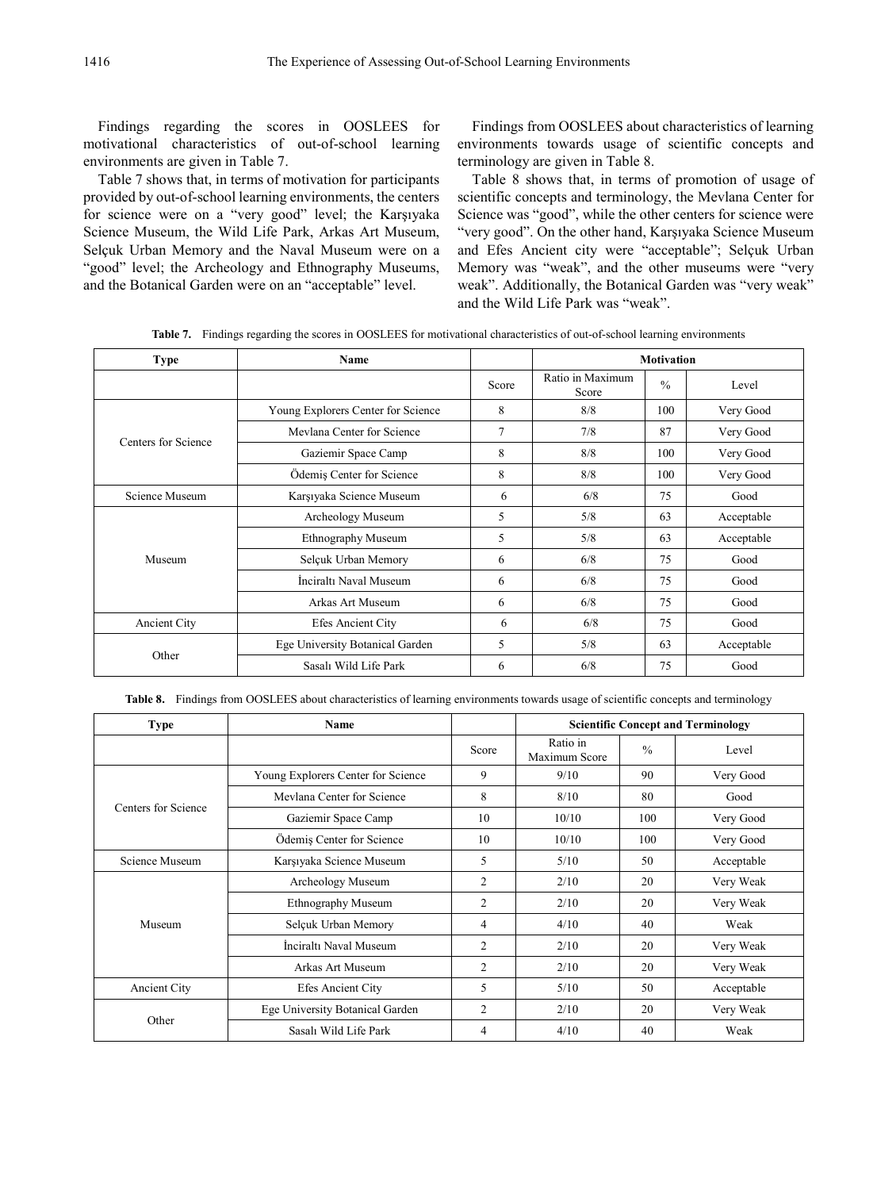Findings regarding the scores in OOSLEES for motivational characteristics of out-of-school learning environments are given in Table 7.

Table 7 shows that, in terms of motivation for participants provided by out-of-school learning environments, the centers for science were on a "very good" level; the Karşıyaka Science Museum, the Wild Life Park, Arkas Art Museum, Selçuk Urban Memory and the Naval Museum were on a "good" level; the Archeology and Ethnography Museums, and the Botanical Garden were on an "acceptable" level.

Findings from OOSLEES about characteristics of learning environments towards usage of scientific concepts and terminology are given in Table 8.

Table 8 shows that, in terms of promotion of usage of scientific concepts and terminology, the Mevlana Center for Science was "good", while the other centers for science were "very good". On the other hand, Karşıyaka Science Museum and Efes Ancient city were "acceptable"; Selçuk Urban Memory was "weak", and the other museums were "very weak". Additionally, the Botanical Garden was "very weak" and the Wild Life Park was "weak".

**Table 7.** Findings regarding the scores in OOSLEES for motivational characteristics of out-of-school learning environments

| Type | Name | | Motivation | | |
|---|---|---|---|---|---|
| | | Score | Ratio in Maximum Score | % | Level |
| Centers for Science | Young Explorers Center for Science | 8 | 8/8 | 100 | Very Good |
| | Mevlana Center for Science | 7 | 7/8 | 87 | Very Good |
| | Gaziemir Space Camp | 8 | 8/8 | 100 | Very Good |
| | Ödemiş Center for Science | 8 | 8/8 | 100 | Very Good |
| Science Museum | Karşıyaka Science Museum | 6 | 6/8 | 75 | Good |
| Museum | Archeology Museum | 5 | 5/8 | 63 | Acceptable |
| | Ethnography Museum | 5 | 5/8 | 63 | Acceptable |
| | Selçuk Urban Memory | 6 | 6/8 | 75 | Good |
| | İnciraltı Naval Museum | 6 | 6/8 | 75 | Good |
| | Arkas Art Museum | 6 | 6/8 | 75 | Good |
| Ancient City | Efes Ancient City | 6 | 6/8 | 75 | Good |
| Other | Ege University Botanical Garden | 5 | 5/8 | 63 | Acceptable |
| | Sasalı Wild Life Park | 6 | 6/8 | 75 | Good |

**Table 8.** Findings from OOSLEES about characteristics of learning environments towards usage of scientific concepts and terminology

| Type | Name | | Scientific Concept and Terminology | | |
|---|---|---|---|---|---|
| | | Score | Ratio in Maximum Score | % | Level |
| Centers for Science | Young Explorers Center for Science | 9 | 9/10 | 90 | Very Good |
| | Mevlana Center for Science | 8 | 8/10 | 80 | Good |
| | Gaziemir Space Camp | 10 | 10/10 | 100 | Very Good |
| | Ödemiş Center for Science | 10 | 10/10 | 100 | Very Good |
| Science Museum | Karşıyaka Science Museum | 5 | 5/10 | 50 | Acceptable |
| Museum | Archeology Museum | 2 | 2/10 | 20 | Very Weak |
| | Ethnography Museum | 2 | 2/10 | 20 | Very Weak |
| | Selçuk Urban Memory | 4 | 4/10 | 40 | Weak |
| | İnciraltı Naval Museum | 2 | 2/10 | 20 | Very Weak |
| | Arkas Art Museum | 2 | 2/10 | 20 | Very Weak |
| Ancient City | Efes Ancient City | 5 | 5/10 | 50 | Acceptable |
| Other | Ege University Botanical Garden | 2 | 2/10 | 20 | Very Weak |
| | Sasalı Wild Life Park | 4 | 4/10 | 40 | Weak |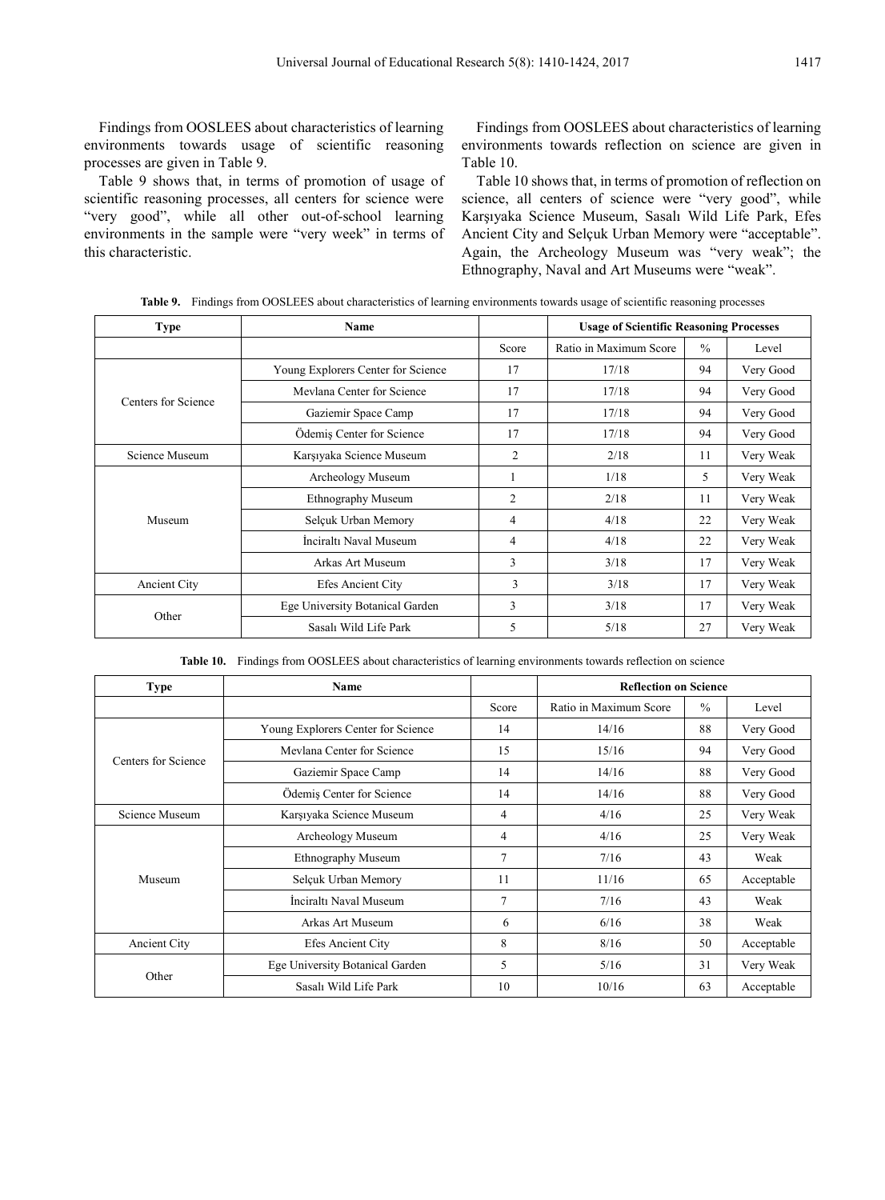Findings from OOSLEES about characteristics of learning environments towards usage of scientific reasoning processes are given in Table 9.

Table 9 shows that, in terms of promotion of usage of scientific reasoning processes, all centers for science were "very good", while all other out-of-school learning environments in the sample were "very week" in terms of this characteristic.

Findings from OOSLEES about characteristics of learning environments towards reflection on science are given in Table 10.

Table 10 shows that, in terms of promotion of reflection on science, all centers of science were "very good", while Karşıyaka Science Museum, Sasalı Wild Life Park, Efes Ancient City and Selçuk Urban Memory were "acceptable". Again, the Archeology Museum was "very weak"; the Ethnography, Naval and Art Museums were "weak".

**Table 9.** Findings from OOSLEES about characteristics of learning environments towards usage of scientific reasoning processes

| Type | Name | Usage of Scientific Reasoning Processes | | | |
|---|---|---|---|---|---|
| | | Score | Ratio in Maximum Score | % | Level |
| Centers for Science | Young Explorers Center for Science | 17 | 17/18 | 94 | Very Good |
| | Mevlana Center for Science | 17 | 17/18 | 94 | Very Good |
| | Gaziemir Space Camp | 17 | 17/18 | 94 | Very Good |
| | Ödemiş Center for Science | 17 | 17/18 | 94 | Very Good |
| Science Museum | Karşıyaka Science Museum | 2 | 2/18 | 11 | Very Weak |
| Museum | Archeology Museum | 1 | 1/18 | 5 | Very Weak |
| | Ethnography Museum | 2 | 2/18 | 11 | Very Weak |
| | Selçuk Urban Memory | 4 | 4/18 | 22 | Very Weak |
| | İnciraltı Naval Museum | 4 | 4/18 | 22 | Very Weak |
| | Arkas Art Museum | 3 | 3/18 | 17 | Very Weak |
| Ancient City | Efes Ancient City | 3 | 3/18 | 17 | Very Weak |
| Other | Ege University Botanical Garden | 3 | 3/18 | 17 | Very Weak |
| | Sasalı Wild Life Park | 5 | 5/18 | 27 | Very Weak |

**Table 10.** Findings from OOSLEES about characteristics of learning environments towards reflection on science

| Type | Name | Reflection on Science | | | |
|---|---|---|---|---|---|
| | | Score | Ratio in Maximum Score | % | Level |
| Centers for Science | Young Explorers Center for Science | 14 | 14/16 | 88 | Very Good |
| | Mevlana Center for Science | 15 | 15/16 | 94 | Very Good |
| | Gaziemir Space Camp | 14 | 14/16 | 88 | Very Good |
| | Ödemiş Center for Science | 14 | 14/16 | 88 | Very Good |
| Science Museum | Karşıyaka Science Museum | 4 | 4/16 | 25 | Very Weak |
| Museum | Archeology Museum | 4 | 4/16 | 25 | Very Weak |
| | Ethnography Museum | 7 | 7/16 | 43 | Weak |
| | Selçuk Urban Memory | 11 | 11/16 | 65 | Acceptable |
| | İnciraltı Naval Museum | 7 | 7/16 | 43 | Weak |
| | Arkas Art Museum | 6 | 6/16 | 38 | Weak |
| Ancient City | Efes Ancient City | 8 | 8/16 | 50 | Acceptable |
| Other | Ege University Botanical Garden | 5 | 5/16 | 31 | Very Weak |
| | Sasalı Wild Life Park | 10 | 10/16 | 63 | Acceptable |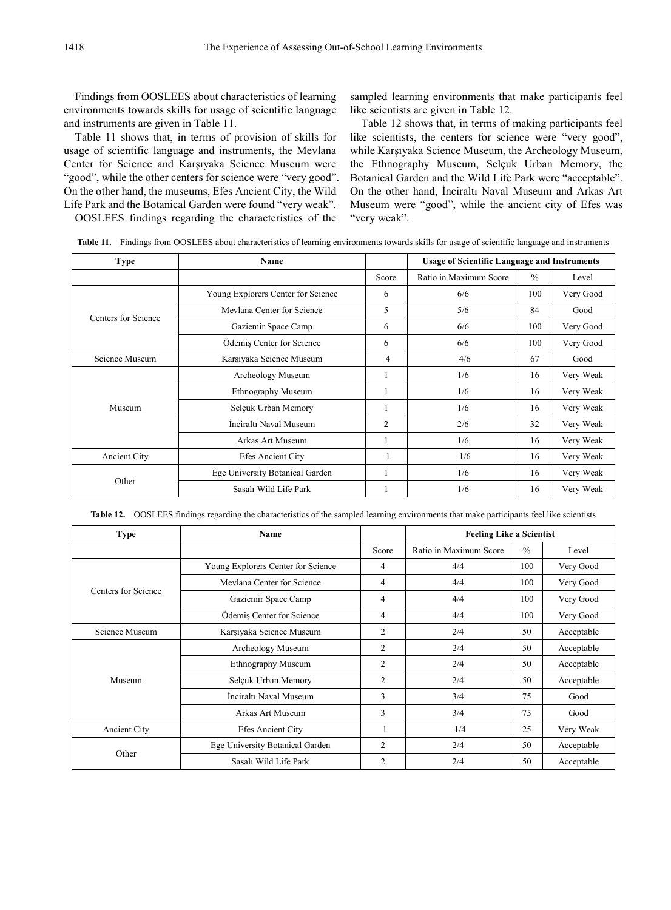Findings from OOSLEES about characteristics of learning environments towards skills for usage of scientific language and instruments are given in Table 11.

Table 11 shows that, in terms of provision of skills for usage of scientific language and instruments, the Mevlana Center for Science and Karşıyaka Science Museum were "good", while the other centers for science were "very good". On the other hand, the museums, Efes Ancient City, the Wild Life Park and the Botanical Garden were found "very weak".

OOSLEES findings regarding the characteristics of the sampled learning environments that make participants feel like scientists are given in Table 12.

Table 12 shows that, in terms of making participants feel like scientists, the centers for science were "very good", while Karşıyaka Science Museum, the Archeology Museum, the Ethnography Museum, Selçuk Urban Memory, the Botanical Garden and the Wild Life Park were "acceptable". On the other hand, İnciraltı Naval Museum and Arkas Art Museum were "good", while the ancient city of Efes was "very weak".

**Table 11.** Findings from OOSLEES about characteristics of learning environments towards skills for usage of scientific language and instruments

| Type | Name | Usage of Scientific Language and Instruments | | | |
|---|---|---|---|---|---|
| | | Score | Ratio in Maximum Score | % | Level |
| Centers for Science | Young Explorers Center for Science | 6 | 6/6 | 100 | Very Good |
| | Mevlana Center for Science | 5 | 5/6 | 84 | Good |
| | Gaziemir Space Camp | 6 | 6/6 | 100 | Very Good |
| | Ödemiş Center for Science | 6 | 6/6 | 100 | Very Good |
| Science Museum | Karşıyaka Science Museum | 4 | 4/6 | 67 | Good |
| Museum | Archeology Museum | 1 | 1/6 | 16 | Very Weak |
| | Ethnography Museum | 1 | 1/6 | 16 | Very Weak |
| | Selçuk Urban Memory | 1 | 1/6 | 16 | Very Weak |
| | İnciraltı Naval Museum | 2 | 2/6 | 32 | Very Weak |
| | Arkas Art Museum | 1 | 1/6 | 16 | Very Weak |
| Ancient City | Efes Ancient City | 1 | 1/6 | 16 | Very Weak |
| Other | Ege University Botanical Garden | 1 | 1/6 | 16 | Very Weak |
| | Sasalı Wild Life Park | 1 | 1/6 | 16 | Very Weak |

**Table 12.** OOSLEES findings regarding the characteristics of the sampled learning environments that make participants feel like scientists

| Type | Name | Feeling Like a Scientist | | | |
|---|---|---|---|---|---|
| | | Score | Ratio in Maximum Score | % | Level |
| Centers for Science | Young Explorers Center for Science | 4 | 4/4 | 100 | Very Good |
| | Mevlana Center for Science | 4 | 4/4 | 100 | Very Good |
| | Gaziemir Space Camp | 4 | 4/4 | 100 | Very Good |
| | Ödemiş Center for Science | 4 | 4/4 | 100 | Very Good |
| Science Museum | Karşıyaka Science Museum | 2 | 2/4 | 50 | Acceptable |
| Museum | Archeology Museum | 2 | 2/4 | 50 | Acceptable |
| | Ethnography Museum | 2 | 2/4 | 50 | Acceptable |
| | Selçuk Urban Memory | 2 | 2/4 | 50 | Acceptable |
| | İnciraltı Naval Museum | 3 | 3/4 | 75 | Good |
| | Arkas Art Museum | 3 | 3/4 | 75 | Good |
| Ancient City | Efes Ancient City | 1 | 1/4 | 25 | Very Weak |
| Other | Ege University Botanical Garden | 2 | 2/4 | 50 | Acceptable |
| | Sasalı Wild Life Park | 2 | 2/4 | 50 | Acceptable |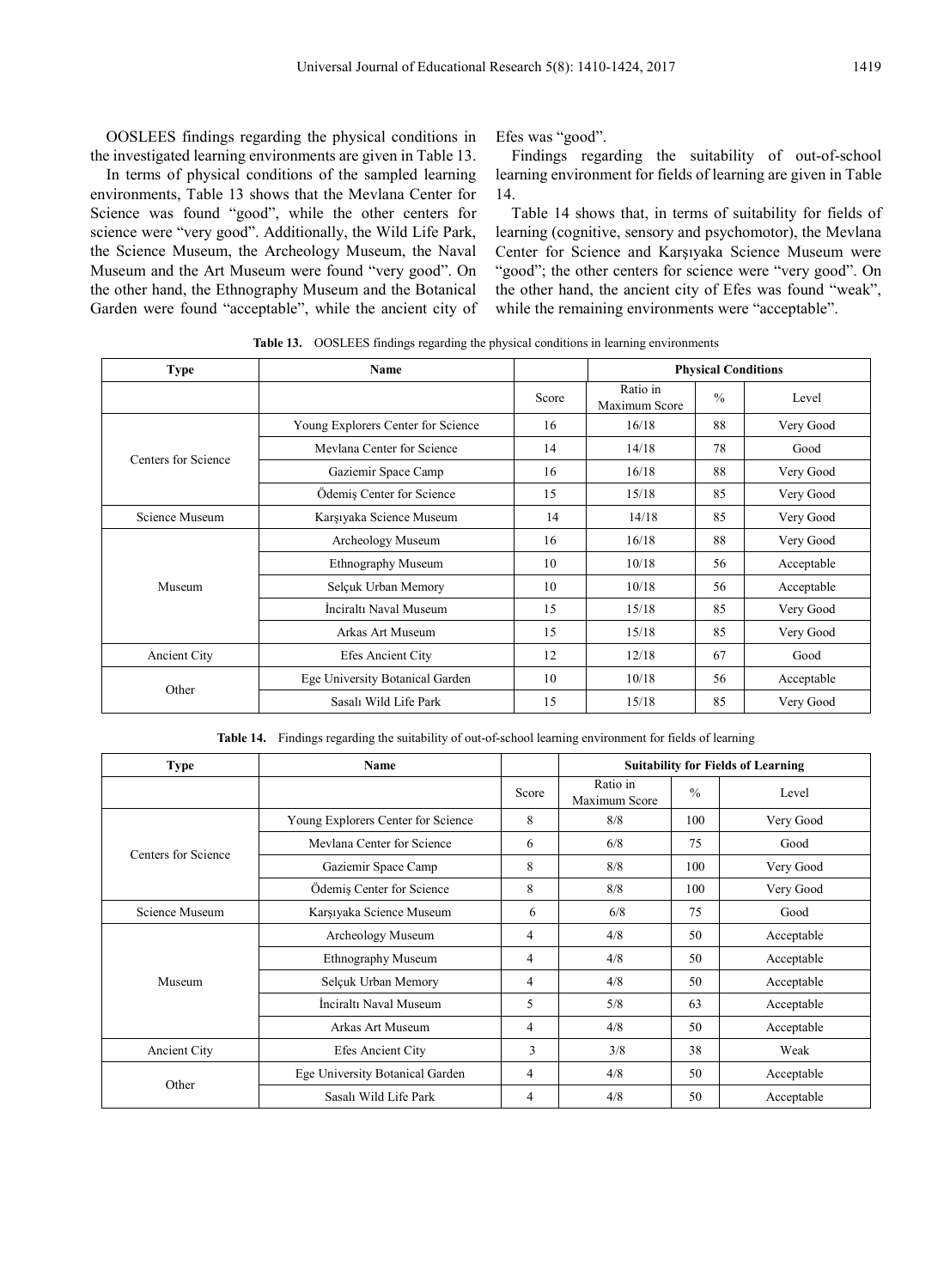OOSLEES findings regarding the physical conditions in the investigated learning environments are given in Table 13.

In terms of physical conditions of the sampled learning environments, Table 13 shows that the Mevlana Center for Science was found "good", while the other centers for science were "very good". Additionally, the Wild Life Park, the Science Museum, the Archeology Museum, the Naval Museum and the Art Museum were found "very good". On the other hand, the Ethnography Museum and the Botanical Garden were found "acceptable", while the ancient city of Efes was "good".

Findings regarding the suitability of out-of-school learning environment for fields of learning are given in Table 14.

Table 14 shows that, in terms of suitability for fields of learning (cognitive, sensory and psychomotor), the Mevlana Center for Science and Karşıyaka Science Museum were "good"; the other centers for science were "very good". On the other hand, the ancient city of Efes was found "weak", while the remaining environments were "acceptable".

**Table 13.** OOSLEES findings regarding the physical conditions in learning environments

| Type | Name | | Physical Conditions | | |
|---|---|---|---|---|---|
| | | Score | Ratio in Maximum Score | % | Level |
| Centers for Science | Young Explorers Center for Science | 16 | 16/18 | 88 | Very Good |
| | Mevlana Center for Science | 14 | 14/18 | 78 | Good |
| | Gaziemir Space Camp | 16 | 16/18 | 88 | Very Good |
| | Ödemiş Center for Science | 15 | 15/18 | 85 | Very Good |
| Science Museum | Karşıyaka Science Museum | 14 | 14/18 | 85 | Very Good |
| Museum | Archeology Museum | 16 | 16/18 | 88 | Very Good |
| | Ethnography Museum | 10 | 10/18 | 56 | Acceptable |
| | Selçuk Urban Memory | 10 | 10/18 | 56 | Acceptable |
| | İnciraltı Naval Museum | 15 | 15/18 | 85 | Very Good |
| | Arkas Art Museum | 15 | 15/18 | 85 | Very Good |
| Ancient City | Efes Ancient City | 12 | 12/18 | 67 | Good |
| Other | Ege University Botanical Garden | 10 | 10/18 | 56 | Acceptable |
| | Sasalı Wild Life Park | 15 | 15/18 | 85 | Very Good |

**Table 14.** Findings regarding the suitability of out-of-school learning environment for fields of learning

| Type | Name | | Suitability for Fields of Learning | | |
|---|---|---|---|---|---|
| | | Score | Ratio in Maximum Score | % | Level |
| Centers for Science | Young Explorers Center for Science | 8 | 8/8 | 100 | Very Good |
| | Mevlana Center for Science | 6 | 6/8 | 75 | Good |
| | Gaziemir Space Camp | 8 | 8/8 | 100 | Very Good |
| | Ödemiş Center for Science | 8 | 8/8 | 100 | Very Good |
| Science Museum | Karşıyaka Science Museum | 6 | 6/8 | 75 | Good |
| Museum | Archeology Museum | 4 | 4/8 | 50 | Acceptable |
| | Ethnography Museum | 4 | 4/8 | 50 | Acceptable |
| | Selçuk Urban Memory | 4 | 4/8 | 50 | Acceptable |
| | İnciraltı Naval Museum | 5 | 5/8 | 63 | Acceptable |
| | Arkas Art Museum | 4 | 4/8 | 50 | Acceptable |
| Ancient City | Efes Ancient City | 3 | 3/8 | 38 | Weak |
| Other | Ege University Botanical Garden | 4 | 4/8 | 50 | Acceptable |
| | Sasalı Wild Life Park | 4 | 4/8 | 50 | Acceptable |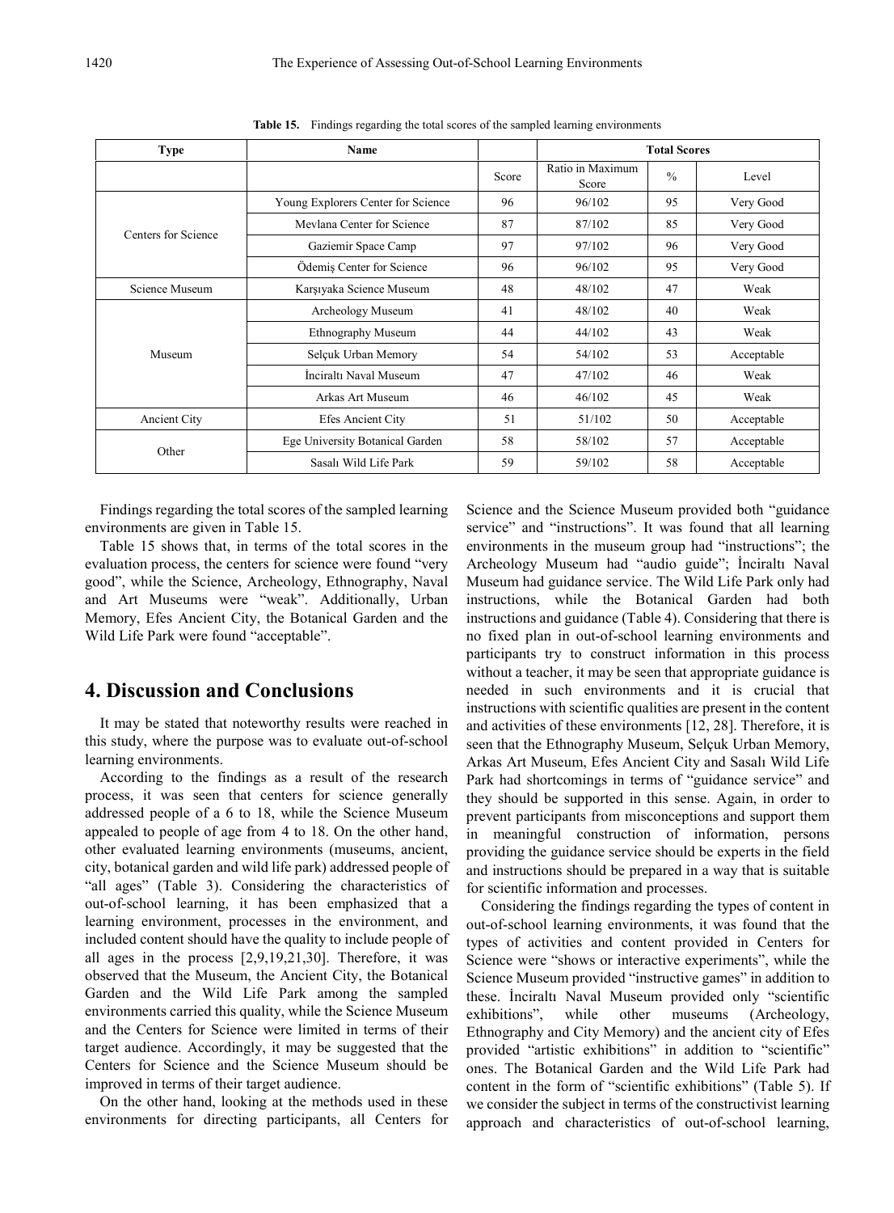**Table 15.** Findings regarding the total scores of the sampled learning environments

| Type | Name | Total Scores | | | |
|---|---|---|---|---|---|
| | | Score | Ratio in Maximum Score | % | Level |
| Centers for Science | Young Explorers Center for Science | 96 | 96/102 | 95 | Very Good |
| | Mevlana Center for Science | 87 | 87/102 | 85 | Very Good |
| | Gaziemir Space Camp | 97 | 97/102 | 96 | Very Good |
| | Ödemiş Center for Science | 96 | 96/102 | 95 | Very Good |
| Science Museum | Karşıyaka Science Museum | 48 | 48/102 | 47 | Weak |
| Museum | Archeology Museum | 41 | 48/102 | 40 | Weak |
| | Ethnography Museum | 44 | 44/102 | 43 | Weak |
| | Selçuk Urban Memory | 54 | 54/102 | 53 | Acceptable |
| | İnciraltı Naval Museum | 47 | 47/102 | 46 | Weak |
| | Arkas Art Museum | 46 | 46/102 | 45 | Weak |
| Ancient City | Efes Ancient City | 51 | 51/102 | 50 | Acceptable |
| Other | Ege University Botanical Garden | 58 | 58/102 | 57 | Acceptable |
| | Sasalı Wild Life Park | 59 | 59/102 | 58 | Acceptable |

Findings regarding the total scores of the sampled learning environments are given in Table 15.

Table 15 shows that, in terms of the total scores in the evaluation process, the centers for science were found "very good", while the Science, Archeology, Ethnography, Naval and Art Museums were "weak". Additionally, Urban Memory, Efes Ancient City, the Botanical Garden and the Wild Life Park were found "acceptable".

# 4. Discussion and Conclusions

It may be stated that noteworthy results were reached in this study, where the purpose was to evaluate out-of-school learning environments.

According to the findings as a result of the research process, it was seen that centers for science generally addressed people of a 6 to 18, while the Science Museum appealed to people of age from 4 to 18. On the other hand, other evaluated learning environments (museums, ancient, city, botanical garden and wild life park) addressed people of "all ages" (Table 3). Considering the characteristics of out-of-school learning, it has been emphasized that a learning environment, processes in the environment, and included content should have the quality to include people of all ages in the process [2,9,19,21,30]. Therefore, it was observed that the Museum, the Ancient City, the Botanical Garden and the Wild Life Park among the sampled environments carried this quality, while the Science Museum and the Centers for Science were limited in terms of their target audience. Accordingly, it may be suggested that the Centers for Science and the Science Museum should be improved in terms of their target audience.

On the other hand, looking at the methods used in these environments for directing participants, all Centers for Science and the Science Museum provided both "guidance service" and "instructions". It was found that all learning environments in the museum group had "instructions"; the Archeology Museum had "audio guide"; İnciraltı Naval Museum had guidance service. The Wild Life Park only had instructions, while the Botanical Garden had both instructions and guidance (Table 4). Considering that there is no fixed plan in out-of-school learning environments and participants try to construct information in this process without a teacher, it may be seen that appropriate guidance is needed in such environments and it is crucial that instructions with scientific qualities are present in the content and activities of these environments [12, 28]. Therefore, it is seen that the Ethnography Museum, Selçuk Urban Memory, Arkas Art Museum, Efes Ancient City and Sasalı Wild Life Park had shortcomings in terms of "guidance service" and they should be supported in this sense. Again, in order to prevent participants from misconceptions and support them in meaningful construction of information, persons providing the guidance service should be experts in the field and instructions should be prepared in a way that is suitable for scientific information and processes.

Considering the findings regarding the types of content in out-of-school learning environments, it was found that the types of activities and content provided in Centers for Science were "shows or interactive experiments", while the Science Museum provided "instructive games" in addition to these. İnciraltı Naval Museum provided only "scientific exhibitions", while other museums (Archeology, Ethnography and City Memory) and the ancient city of Efes provided "artistic exhibitions" in addition to "scientific" ones. The Botanical Garden and the Wild Life Park had content in the form of "scientific exhibitions" (Table 5). If we consider the subject in terms of the constructivist learning approach and characteristics of out-of-school learning,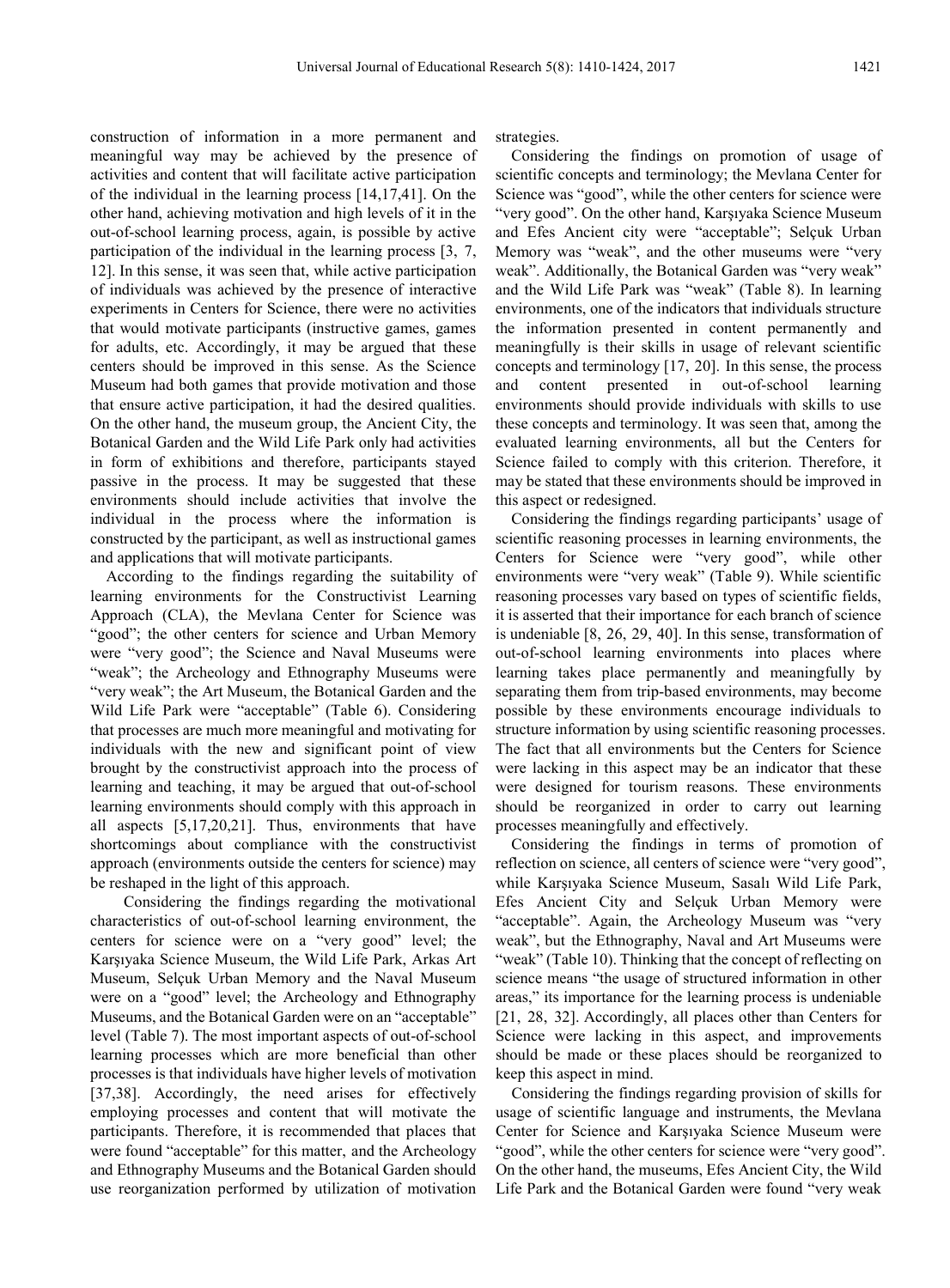construction of information in a more permanent and meaningful way may be achieved by the presence of activities and content that will facilitate active participation of the individual in the learning process [14,17,41]. On the other hand, achieving motivation and high levels of it in the out-of-school learning process, again, is possible by active participation of the individual in the learning process [3, 7, 12]. In this sense, it was seen that, while active participation of individuals was achieved by the presence of interactive experiments in Centers for Science, there were no activities that would motivate participants (instructive games, games for adults, etc. Accordingly, it may be argued that these centers should be improved in this sense. As the Science Museum had both games that provide motivation and those that ensure active participation, it had the desired qualities. On the other hand, the museum group, the Ancient City, the Botanical Garden and the Wild Life Park only had activities in form of exhibitions and therefore, participants stayed passive in the process. It may be suggested that these environments should include activities that involve the individual in the process where the information is constructed by the participant, as well as instructional games and applications that will motivate participants.

According to the findings regarding the suitability of learning environments for the Constructivist Learning Approach (CLA), the Mevlana Center for Science was "good"; the other centers for science and Urban Memory were "very good"; the Science and Naval Museums were "weak"; the Archeology and Ethnography Museums were "very weak"; the Art Museum, the Botanical Garden and the Wild Life Park were "acceptable" (Table 6). Considering that processes are much more meaningful and motivating for individuals with the new and significant point of view brought by the constructivist approach into the process of learning and teaching, it may be argued that out-of-school learning environments should comply with this approach in all aspects [5,17,20,21]. Thus, environments that have shortcomings about compliance with the constructivist approach (environments outside the centers for science) may be reshaped in the light of this approach.

Considering the findings regarding the motivational characteristics of out-of-school learning environment, the centers for science were on a "very good" level; the Karşıyaka Science Museum, the Wild Life Park, Arkas Art Museum, Selçuk Urban Memory and the Naval Museum were on a "good" level; the Archeology and Ethnography Museums, and the Botanical Garden were on an "acceptable" level (Table 7). The most important aspects of out-of-school learning processes which are more beneficial than other processes is that individuals have higher levels of motivation [37,38]. Accordingly, the need arises for effectively employing processes and content that will motivate the participants. Therefore, it is recommended that places that were found "acceptable" for this matter, and the Archeology and Ethnography Museums and the Botanical Garden should use reorganization performed by utilization of motivation strategies.

Considering the findings on promotion of usage of scientific concepts and terminology; the Mevlana Center for Science was "good", while the other centers for science were "very good". On the other hand, Karşıyaka Science Museum and Efes Ancient city were "acceptable"; Selçuk Urban Memory was "weak", and the other museums were "very weak". Additionally, the Botanical Garden was "very weak" and the Wild Life Park was "weak" (Table 8). In learning environments, one of the indicators that individuals structure the information presented in content permanently and meaningfully is their skills in usage of relevant scientific concepts and terminology [17, 20]. In this sense, the process and content presented in out-of-school learning environments should provide individuals with skills to use these concepts and terminology. It was seen that, among the evaluated learning environments, all but the Centers for Science failed to comply with this criterion. Therefore, it may be stated that these environments should be improved in this aspect or redesigned.

Considering the findings regarding participants' usage of scientific reasoning processes in learning environments, the Centers for Science were "very good", while other environments were "very weak" (Table 9). While scientific reasoning processes vary based on types of scientific fields, it is asserted that their importance for each branch of science is undeniable [8, 26, 29, 40]. In this sense, transformation of out-of-school learning environments into places where learning takes place permanently and meaningfully by separating them from trip-based environments, may become possible by these environments encourage individuals to structure information by using scientific reasoning processes. The fact that all environments but the Centers for Science were lacking in this aspect may be an indicator that these were designed for tourism reasons. These environments should be reorganized in order to carry out learning processes meaningfully and effectively.

Considering the findings in terms of promotion of reflection on science, all centers of science were "very good", while Karşıyaka Science Museum, Sasalı Wild Life Park, Efes Ancient City and Selçuk Urban Memory were "acceptable". Again, the Archeology Museum was "very weak", but the Ethnography, Naval and Art Museums were "weak" (Table 10). Thinking that the concept of reflecting on science means "the usage of structured information in other areas," its importance for the learning process is undeniable [21, 28, 32]. Accordingly, all places other than Centers for Science were lacking in this aspect, and improvements should be made or these places should be reorganized to keep this aspect in mind.

Considering the findings regarding provision of skills for usage of scientific language and instruments, the Mevlana Center for Science and Karşıyaka Science Museum were "good", while the other centers for science were "very good". On the other hand, the museums, Efes Ancient City, the Wild Life Park and the Botanical Garden were found "very weak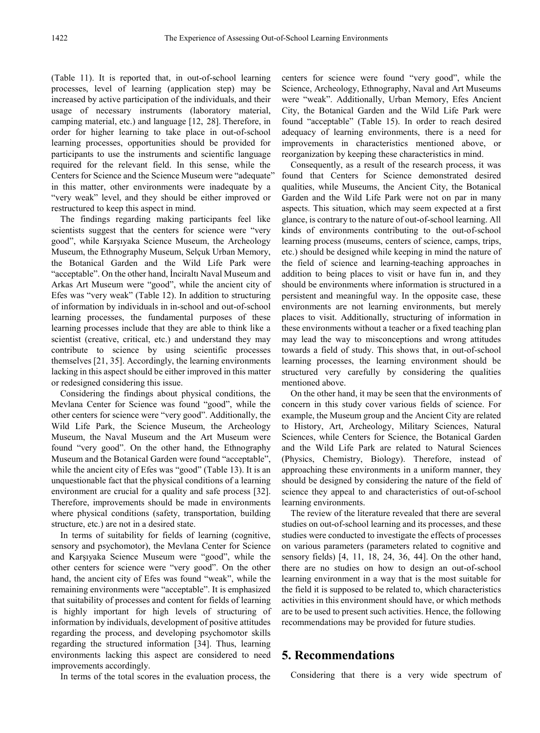(Table 11). It is reported that, in out-of-school learning processes, level of learning (application step) may be increased by active participation of the individuals, and their usage of necessary instruments (laboratory material, camping material, etc.) and language [12, 28]. Therefore, in order for higher learning to take place in out-of-school learning processes, opportunities should be provided for participants to use the instruments and scientific language required for the relevant field. In this sense, while the Centers for Science and the Science Museum were "adequate" in this matter, other environments were inadequate by a "very weak" level, and they should be either improved or restructured to keep this aspect in mind.

The findings regarding making participants feel like scientists suggest that the centers for science were "very good", while Karşıyaka Science Museum, the Archeology Museum, the Ethnography Museum, Selçuk Urban Memory, the Botanical Garden and the Wild Life Park were "acceptable". On the other hand, İnciraltı Naval Museum and Arkas Art Museum were "good", while the ancient city of Efes was "very weak" (Table 12). In addition to structuring of information by individuals in in-school and out-of-school learning processes, the fundamental purposes of these learning processes include that they are able to think like a scientist (creative, critical, etc.) and understand they may contribute to science by using scientific processes themselves [21, 35]. Accordingly, the learning environments lacking in this aspect should be either improved in this matter or redesigned considering this issue.

Considering the findings about physical conditions, the Mevlana Center for Science was found "good", while the other centers for science were "very good". Additionally, the Wild Life Park, the Science Museum, the Archeology Museum, the Naval Museum and the Art Museum were found "very good". On the other hand, the Ethnography Museum and the Botanical Garden were found "acceptable", while the ancient city of Efes was "good" (Table 13). It is an unquestionable fact that the physical conditions of a learning environment are crucial for a quality and safe process [32]. Therefore, improvements should be made in environments where physical conditions (safety, transportation, building structure, etc.) are not in a desired state.

In terms of suitability for fields of learning (cognitive, sensory and psychomotor), the Mevlana Center for Science and Karşıyaka Science Museum were "good", while the other centers for science were "very good". On the other hand, the ancient city of Efes was found "weak", while the remaining environments were "acceptable". It is emphasized that suitability of processes and content for fields of learning is highly important for high levels of structuring of information by individuals, development of positive attitudes regarding the process, and developing psychomotor skills regarding the structured information [34]. Thus, learning environments lacking this aspect are considered to need improvements accordingly.

In terms of the total scores in the evaluation process, the centers for science were found "very good", while the Science, Archeology, Ethnography, Naval and Art Museums were "weak". Additionally, Urban Memory, Efes Ancient City, the Botanical Garden and the Wild Life Park were found "acceptable" (Table 15). In order to reach desired adequacy of learning environments, there is a need for improvements in characteristics mentioned above, or reorganization by keeping these characteristics in mind.

Consequently, as a result of the research process, it was found that Centers for Science demonstrated desired qualities, while Museums, the Ancient City, the Botanical Garden and the Wild Life Park were not on par in many aspects. This situation, which may seem expected at a first glance, is contrary to the nature of out-of-school learning. All kinds of environments contributing to the out-of-school learning process (museums, centers of science, camps, trips, etc.) should be designed while keeping in mind the nature of the field of science and learning-teaching approaches in addition to being places to visit or have fun in, and they should be environments where information is structured in a persistent and meaningful way. In the opposite case, these environments are not learning environments, but merely places to visit. Additionally, structuring of information in these environments without a teacher or a fixed teaching plan may lead the way to misconceptions and wrong attitudes towards a field of study. This shows that, in out-of-school learning processes, the learning environment should be structured very carefully by considering the qualities mentioned above.

On the other hand, it may be seen that the environments of concern in this study cover various fields of science. For example, the Museum group and the Ancient City are related to History, Art, Archeology, Military Sciences, Natural Sciences, while Centers for Science, the Botanical Garden and the Wild Life Park are related to Natural Sciences (Physics, Chemistry, Biology). Therefore, instead of approaching these environments in a uniform manner, they should be designed by considering the nature of the field of science they appeal to and characteristics of out-of-school learning environments.

The review of the literature revealed that there are several studies on out-of-school learning and its processes, and these studies were conducted to investigate the effects of processes on various parameters (parameters related to cognitive and sensory fields) [4, 11, 18, 24, 36, 44]. On the other hand, there are no studies on how to design an out-of-school learning environment in a way that is the most suitable for the field it is supposed to be related to, which characteristics activities in this environment should have, or which methods are to be used to present such activities. Hence, the following recommendations may be provided for future studies.

## 5. Recommendations

Considering that there is a very wide spectrum of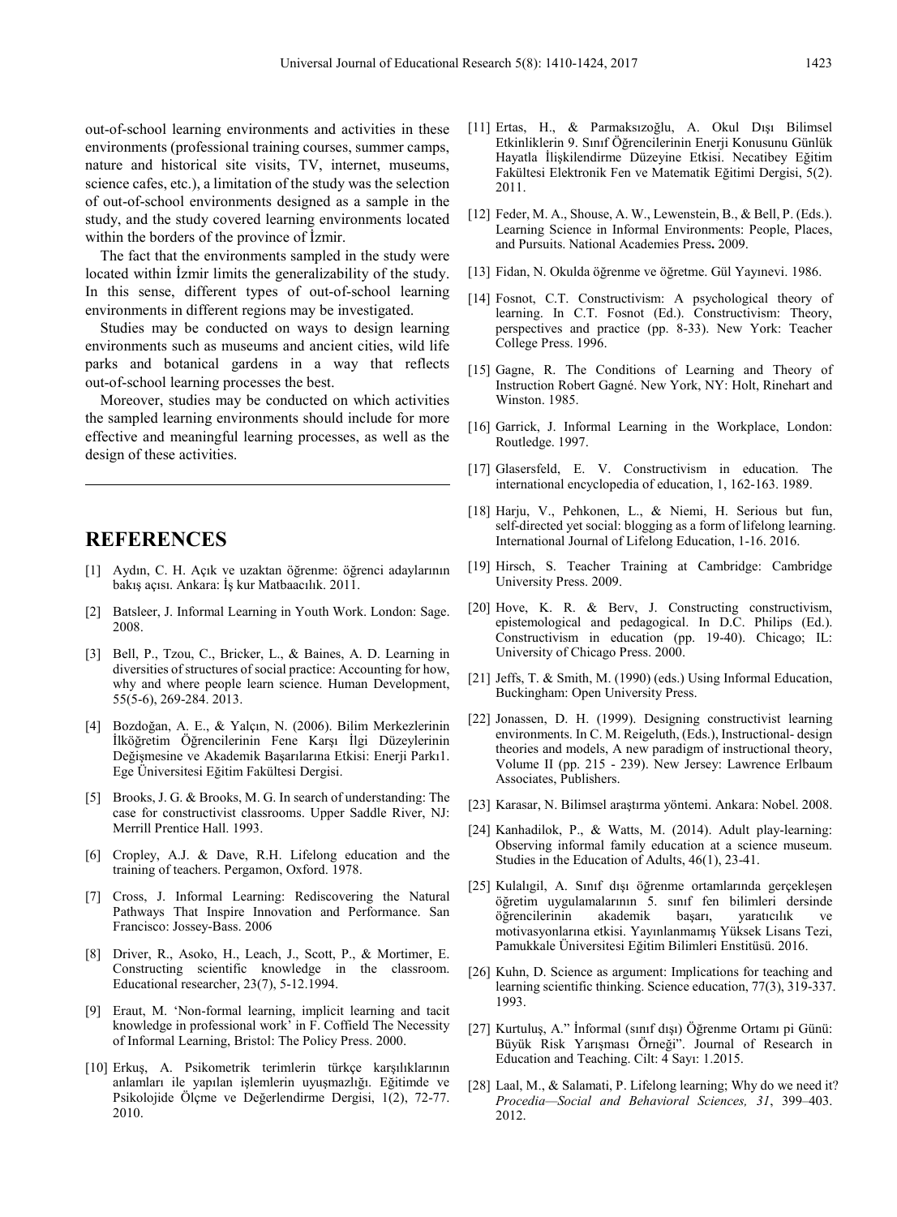out-of-school learning environments and activities in these environments (professional training courses, summer camps, nature and historical site visits, TV, internet, museums, science cafes, etc.), a limitation of the study was the selection of out-of-school environments designed as a sample in the study, and the study covered learning environments located within the borders of the province of İzmir.

The fact that the environments sampled in the study were located within İzmir limits the generalizability of the study. In this sense, different types of out-of-school learning environments in different regions may be investigated.

Studies may be conducted on ways to design learning environments such as museums and ancient cities, wild life parks and botanical gardens in a way that reflects out-of-school learning processes the best.

Moreover, studies may be conducted on which activities the sampled learning environments should include for more effective and meaningful learning processes, as well as the design of these activities.

## REFERENCES

[1] Aydın, C. H. Açık ve uzaktan öğrenme: öğrenci adaylarının bakış açısı. Ankara: İş kur Matbaacılık. 2011.

[2] Batsleer, J. Informal Learning in Youth Work. London: Sage. 2008.

[3] Bell, P., Tzou, C., Bricker, L., & Baines, A. D. Learning in diversities of structures of social practice: Accounting for how, why and where people learn science. Human Development, 55(5-6), 269-284. 2013.

[4] Bozdoğan, A. E., & Yalçın, N. (2006). Bilim Merkezlerinin İlköğretim Öğrencilerinin Fene Karşı İlgi Düzeylerinin Değişmesine ve Akademik Başarılarına Etkisi: Enerji Parkı1. Ege Üniversitesi Eğitim Fakültesi Dergisi.

[5] Brooks, J. G. & Brooks, M. G. In search of understanding: The case for constructivist classrooms. Upper Saddle River, NJ: Merrill Prentice Hall. 1993.

[6] Cropley, A.J. & Dave, R.H. Lifelong education and the training of teachers. Pergamon, Oxford. 1978.

[7] Cross, J. Informal Learning: Rediscovering the Natural Pathways That Inspire Innovation and Performance. San Francisco: Jossey-Bass. 2006

[8] Driver, R., Asoko, H., Leach, J., Scott, P., & Mortimer, E. Constructing scientific knowledge in the classroom. Educational researcher, 23(7), 5-12.1994.

[9] Eraut, M. 'Non-formal learning, implicit learning and tacit knowledge in professional work' in F. Coffield The Necessity of Informal Learning, Bristol: The Policy Press. 2000.

[10] Erkuş, A. Psikometrik terimlerin türkçe karşılıklarının anlamları ile yapılan işlemlerin uyuşmazlığı. Eğitimde ve Psikolojide Ölçme ve Değerlendirme Dergisi, 1(2), 72-77. 2010.

[11] Ertas, H., & Parmaksızoğlu, A. Okul Dışı Bilimsel Etkinliklerin 9. Sınıf Öğrencilerinin Enerji Konusunu Günlük Hayatla İlişkilendirme Düzeyine Etkisi. Necatibey Eğitim Fakültesi Elektronik Fen ve Matematik Eğitimi Dergisi, 5(2). 2011.

[12] Feder, M. A., Shouse, A. W., Lewenstein, B., & Bell, P. (Eds.). Learning Science in Informal Environments: People, Places, and Pursuits. National Academies Press**.** 2009.

[13] Fidan, N. Okulda öğrenme ve öğretme. Gül Yayınevi. 1986.

[14] Fosnot, C.T. Constructivism: A psychological theory of learning. In C.T. Fosnot (Ed.). Constructivism: Theory, perspectives and practice (pp. 8-33). New York: Teacher College Press. 1996.

[15] Gagne, R. The Conditions of Learning and Theory of Instruction Robert Gagné. New York, NY: Holt, Rinehart and Winston. 1985.

[16] Garrick, J. Informal Learning in the Workplace, London: Routledge. 1997.

[17] Glasersfeld, E. V. Constructivism in education. The international encyclopedia of education, 1, 162-163. 1989.

[18] Harju, V., Pehkonen, L., & Niemi, H. Serious but fun, self-directed yet social: blogging as a form of lifelong learning. International Journal of Lifelong Education, 1-16. 2016.

[19] Hirsch, S. Teacher Training at Cambridge: Cambridge University Press. 2009.

[20] Hove, K. R. & Berv, J. Constructing constructivism, epistemological and pedagogical. In D.C. Philips (Ed.). Constructivism in education (pp. 19-40). Chicago; IL: University of Chicago Press. 2000.

[21] Jeffs, T. & Smith, M. (1990) (eds.) Using Informal Education, Buckingham: Open University Press.

[22] Jonassen, D. H. (1999). Designing constructivist learning environments. In C. M. Reigeluth, (Eds.), Instructional- design theories and models, A new paradigm of instructional theory, Volume II (pp. 215 - 239). New Jersey: Lawrence Erlbaum Associates, Publishers.

[23] Karasar, N. Bilimsel araştırma yöntemi. Ankara: Nobel. 2008.

[24] Kanhadilok, P., & Watts, M. (2014). Adult play-learning: Observing informal family education at a science museum. Studies in the Education of Adults, 46(1), 23-41.

[25] Kulalıgil, A. Sınıf dışı öğrenme ortamlarında gerçekleşen öğretim uygulamalarının 5. sınıf fen bilimleri dersinde öğrencilerinin akademik başarı, yaratıcılık ve motivasyonlarına etkisi. Yayınlanmamış Yüksek Lisans Tezi, Pamukkale Üniversitesi Eğitim Bilimleri Enstitüsü. 2016.

[26] Kuhn, D. Science as argument: Implications for teaching and learning scientific thinking. Science education, 77(3), 319-337. 1993.

[27] Kurtuluş, A." İnformal (sınıf dışı) Öğrenme Ortamı pi Günü: Büyük Risk Yarışması Örneği". Journal of Research in Education and Teaching. Cilt: 4 Sayı: 1.2015.

[28] Laal, M., & Salamati, P. Lifelong learning; Why do we need it? *Procedia—Social and Behavioral Sciences, 31*, 399–403. 2012.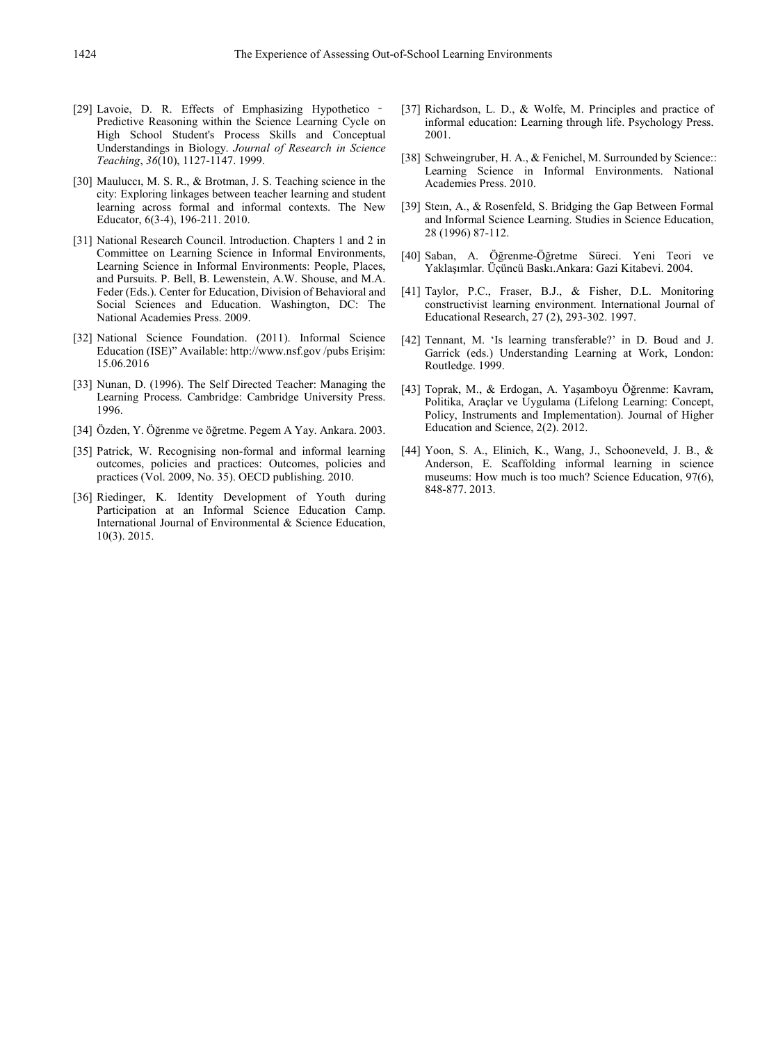[29] Lavoie, D. R. Effects of Emphasizing Hypothetico - Predictive Reasoning within the Science Learning Cycle on High School Student's Process Skills and Conceptual Understandings in Biology. *Journal of Research in Science Teaching*, *36*(10), 1127-1147. 1999.

[30] Mauluccı, M. S. R., & Brotman, J. S. Teaching science in the city: Exploring linkages between teacher learning and student learning across formal and informal contexts. The New Educator, 6(3-4), 196-211. 2010.

[31] National Research Council. Introduction. Chapters 1 and 2 in Committee on Learning Science in Informal Environments, Learning Science in Informal Environments: People, Places, and Pursuits. P. Bell, B. Lewenstein, A.W. Shouse, and M.A. Feder (Eds.). Center for Education, Division of Behavioral and Social Sciences and Education. Washington, DC: The National Academies Press. 2009.

[32] National Science Foundation. (2011). Informal Science Education (ISE)" Available: http://www.nsf.gov /pubs Erişim: 15.06.2016

[33] Nunan, D. (1996). The Self Directed Teacher: Managing the Learning Process. Cambridge: Cambridge University Press. 1996.

[34] Özden, Y. Öğrenme ve öğretme. Pegem A Yay. Ankara. 2003.

[35] Patrick, W. Recognising non-formal and informal learning outcomes, policies and practices: Outcomes, policies and practices (Vol. 2009, No. 35). OECD publishing. 2010.

[36] Riedinger, K. Identity Development of Youth during Participation at an Informal Science Education Camp. International Journal of Environmental & Science Education, 10(3). 2015.

[37] Richardson, L. D., & Wolfe, M. Principles and practice of informal education: Learning through life. Psychology Press. 2001.

[38] Schweingruber, H. A., & Fenichel, M. Surrounded by Science:: Learning Science in Informal Environments. National Academies Press. 2010.

[39] Steın, A., & Rosenfeld, S. Bridging the Gap Between Formal and Informal Science Learning. Studies in Science Education, 28 (1996) 87-112.

[40] Saban, A. Öğrenme-Öğretme Süreci. Yeni Teori ve Yaklaşımlar. Üçüncü Baskı.Ankara: Gazi Kitabevi. 2004.

[41] Taylor, P.C., Fraser, B.J., & Fisher, D.L. Monitoring constructivist learning environment. International Journal of Educational Research, 27 (2), 293-302. 1997.

[42] Tennant, M. 'Is learning transferable?' in D. Boud and J. Garrick (eds.) Understanding Learning at Work, London: Routledge. 1999.

[43] Toprak, M., & Erdogan, A. Yaşamboyu Öğrenme: Kavram, Politika, Araçlar ve Uygulama (Lifelong Learning: Concept, Policy, Instruments and Implementation). Journal of Higher Education and Science, 2(2). 2012.

[44] Yoon, S. A., Elinich, K., Wang, J., Schooneveld, J. B., & Anderson, E. Scaffolding informal learning in science museums: How much is too much? Science Education, 97(6), 848-877. 2013.